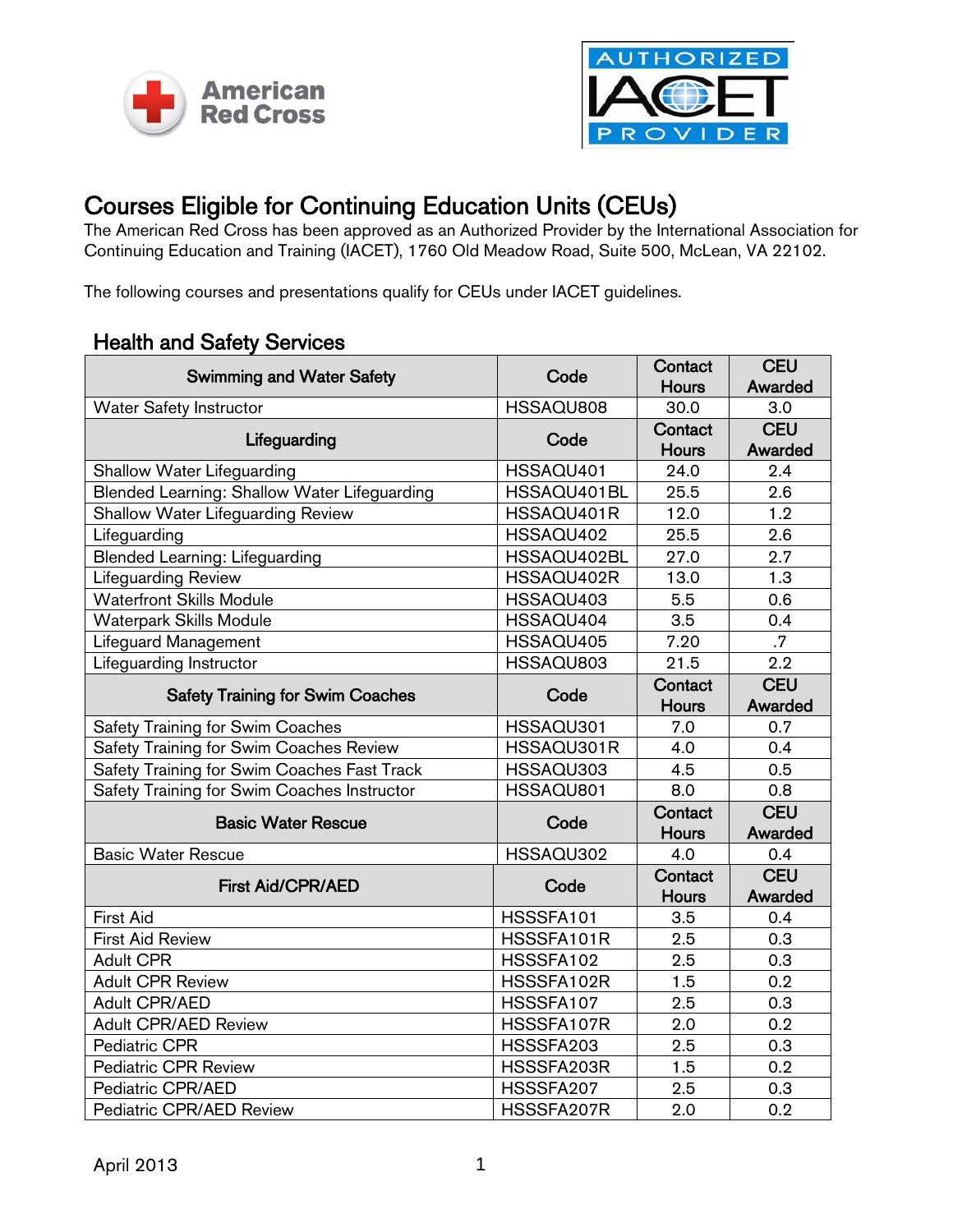# Courses Eligible for Continuing Education Units (CEUs)

The American Red Cross has been approved as an Authorized Provider by the International Association for Continuing Education and Training (IACET), 1760 Old Meadow Road, Suite 500, McLean, VA 22102.

The following courses and presentations qualify for CEUs under IACET guidelines.

## Health and Safety Services

| Swimming and Water Safety | Code | Contact Hours | CEU Awarded |
|---|---|---|---|
| Water Safety Instructor | HSSAQU808 | 30.0 | 3.0 |
| **Lifeguarding** | **Code** | **Contact Hours** | **CEU Awarded** |
| Shallow Water Lifeguarding | HSSAQU401 | 24.0 | 2.4 |
| Blended Learning: Shallow Water Lifeguarding | HSSAQU401BL | 25.5 | 2.6 |
| Shallow Water Lifeguarding Review | HSSAQU401R | 12.0 | 1.2 |
| Lifeguarding | HSSAQU402 | 25.5 | 2.6 |
| Blended Learning: Lifeguarding | HSSAQU402BL | 27.0 | 2.7 |
| Lifeguarding Review | HSSAQU402R | 13.0 | 1.3 |
| Waterfront Skills Module | HSSAQU403 | 5.5 | 0.6 |
| Waterpark Skills Module | HSSAQU404 | 3.5 | 0.4 |
| Lifeguard Management | HSSAQU405 | 7.20 | .7 |
| Lifeguarding Instructor | HSSAQU803 | 21.5 | 2.2 |
| **Safety Training for Swim Coaches** | **Code** | **Contact Hours** | **CEU Awarded** |
| Safety Training for Swim Coaches | HSSAQU301 | 7.0 | 0.7 |
| Safety Training for Swim Coaches Review | HSSAQU301R | 4.0 | 0.4 |
| Safety Training for Swim Coaches Fast Track | HSSAQU303 | 4.5 | 0.5 |
| Safety Training for Swim Coaches Instructor | HSSAQU801 | 8.0 | 0.8 |
| **Basic Water Rescue** | **Code** | **Contact Hours** | **CEU Awarded** |
| Basic Water Rescue | HSSAQU302 | 4.0 | 0.4 |
| **First Aid/CPR/AED** | **Code** | **Contact Hours** | **CEU Awarded** |
| First Aid | HSSSFA101 | 3.5 | 0.4 |
| First Aid Review | HSSSFA101R | 2.5 | 0.3 |
| Adult CPR | HSSSFA102 | 2.5 | 0.3 |
| Adult CPR Review | HSSSFA102R | 1.5 | 0.2 |
| Adult CPR/AED | HSSSFA107 | 2.5 | 0.3 |
| Adult CPR/AED Review | HSSSFA107R | 2.0 | 0.2 |
| Pediatric CPR | HSSSFA203 | 2.5 | 0.3 |
| Pediatric CPR Review | HSSSFA203R | 1.5 | 0.2 |
| Pediatric CPR/AED | HSSSFA207 | 2.5 | 0.3 |
| Pediatric CPR/AED Review | HSSSFA207R | 2.0 | 0.2 |

April 2013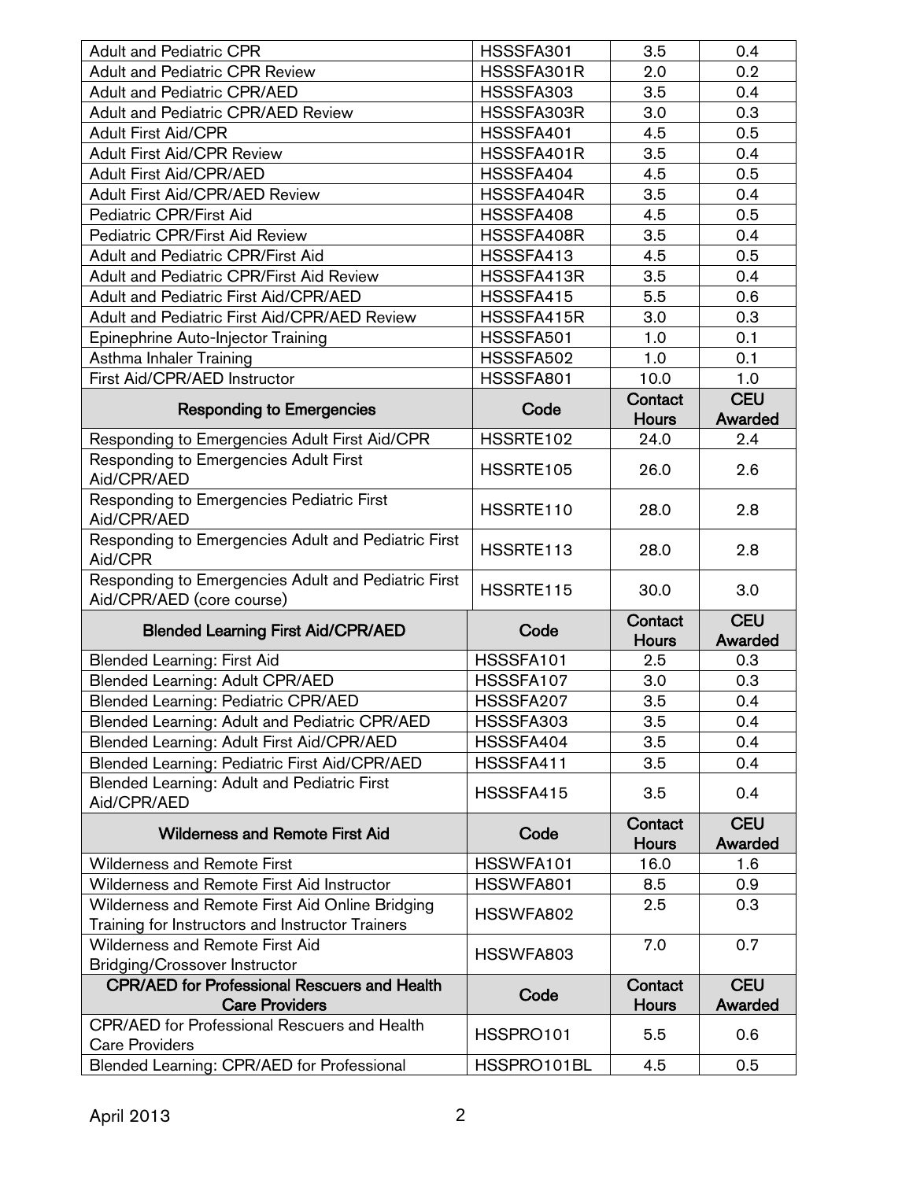| | | | |
|---|---|---|---|
| Adult and Pediatric CPR | HSSSFA301 | 3.5 | 0.4 |
| Adult and Pediatric CPR Review | HSSSFA301R | 2.0 | 0.2 |
| Adult and Pediatric CPR/AED | HSSSFA303 | 3.5 | 0.4 |
| Adult and Pediatric CPR/AED Review | HSSSFA303R | 3.0 | 0.3 |
| Adult First Aid/CPR | HSSSFA401 | 4.5 | 0.5 |
| Adult First Aid/CPR Review | HSSSFA401R | 3.5 | 0.4 |
| Adult First Aid/CPR/AED | HSSSFA404 | 4.5 | 0.5 |
| Adult First Aid/CPR/AED Review | HSSSFA404R | 3.5 | 0.4 |
| Pediatric CPR/First Aid | HSSSFA408 | 4.5 | 0.5 |
| Pediatric CPR/First Aid Review | HSSSFA408R | 3.5 | 0.4 |
| Adult and Pediatric CPR/First Aid | HSSSFA413 | 4.5 | 0.5 |
| Adult and Pediatric CPR/First Aid Review | HSSSFA413R | 3.5 | 0.4 |
| Adult and Pediatric First Aid/CPR/AED | HSSSFA415 | 5.5 | 0.6 |
| Adult and Pediatric First Aid/CPR/AED Review | HSSSFA415R | 3.0 | 0.3 |
| Epinephrine Auto-Injector Training | HSSSFA501 | 1.0 | 0.1 |
| Asthma Inhaler Training | HSSSFA502 | 1.0 | 0.1 |
| First Aid/CPR/AED Instructor | HSSSFA801 | 10.0 | 1.0 |
| **Responding to Emergencies** | **Code** | **Contact Hours** | **CEU Awarded** |
| Responding to Emergencies Adult First Aid/CPR | HSSRTE102 | 24.0 | 2.4 |
| Responding to Emergencies Adult First Aid/CPR/AED | HSSRTE105 | 26.0 | 2.6 |
| Responding to Emergencies Pediatric First Aid/CPR/AED | HSSRTE110 | 28.0 | 2.8 |
| Responding to Emergencies Adult and Pediatric First Aid/CPR | HSSRTE113 | 28.0 | 2.8 |
| Responding to Emergencies Adult and Pediatric First Aid/CPR/AED (core course) | HSSRTE115 | 30.0 | 3.0 |
| **Blended Learning First Aid/CPR/AED** | **Code** | **Contact Hours** | **CEU Awarded** |
| Blended Learning: First Aid | HSSSFA101 | 2.5 | 0.3 |
| Blended Learning: Adult CPR/AED | HSSSFA107 | 3.0 | 0.3 |
| Blended Learning: Pediatric CPR/AED | HSSSFA207 | 3.5 | 0.4 |
| Blended Learning: Adult and Pediatric CPR/AED | HSSSFA303 | 3.5 | 0.4 |
| Blended Learning: Adult First Aid/CPR/AED | HSSSFA404 | 3.5 | 0.4 |
| Blended Learning: Pediatric First Aid/CPR/AED | HSSSFA411 | 3.5 | 0.4 |
| Blended Learning: Adult and Pediatric First Aid/CPR/AED | HSSSFA415 | 3.5 | 0.4 |
| **Wilderness and Remote First Aid** | **Code** | **Contact Hours** | **CEU Awarded** |
| Wilderness and Remote First | HSSWFA101 | 16.0 | 1.6 |
| Wilderness and Remote First Aid Instructor | HSSWFA801 | 8.5 | 0.9 |
| Wilderness and Remote First Aid Online Bridging Training for Instructors and Instructor Trainers | HSSWFA802 | 2.5 | 0.3 |
| Wilderness and Remote First Aid Bridging/Crossover Instructor | HSSWFA803 | 7.0 | 0.7 |
| **CPR/AED for Professional Rescuers and Health Care Providers** | **Code** | **Contact Hours** | **CEU Awarded** |
| CPR/AED for Professional Rescuers and Health Care Providers | HSSPRO101 | 5.5 | 0.6 |
| Blended Learning: CPR/AED for Professional | HSSPRO101BL | 4.5 | 0.5 |

April 2013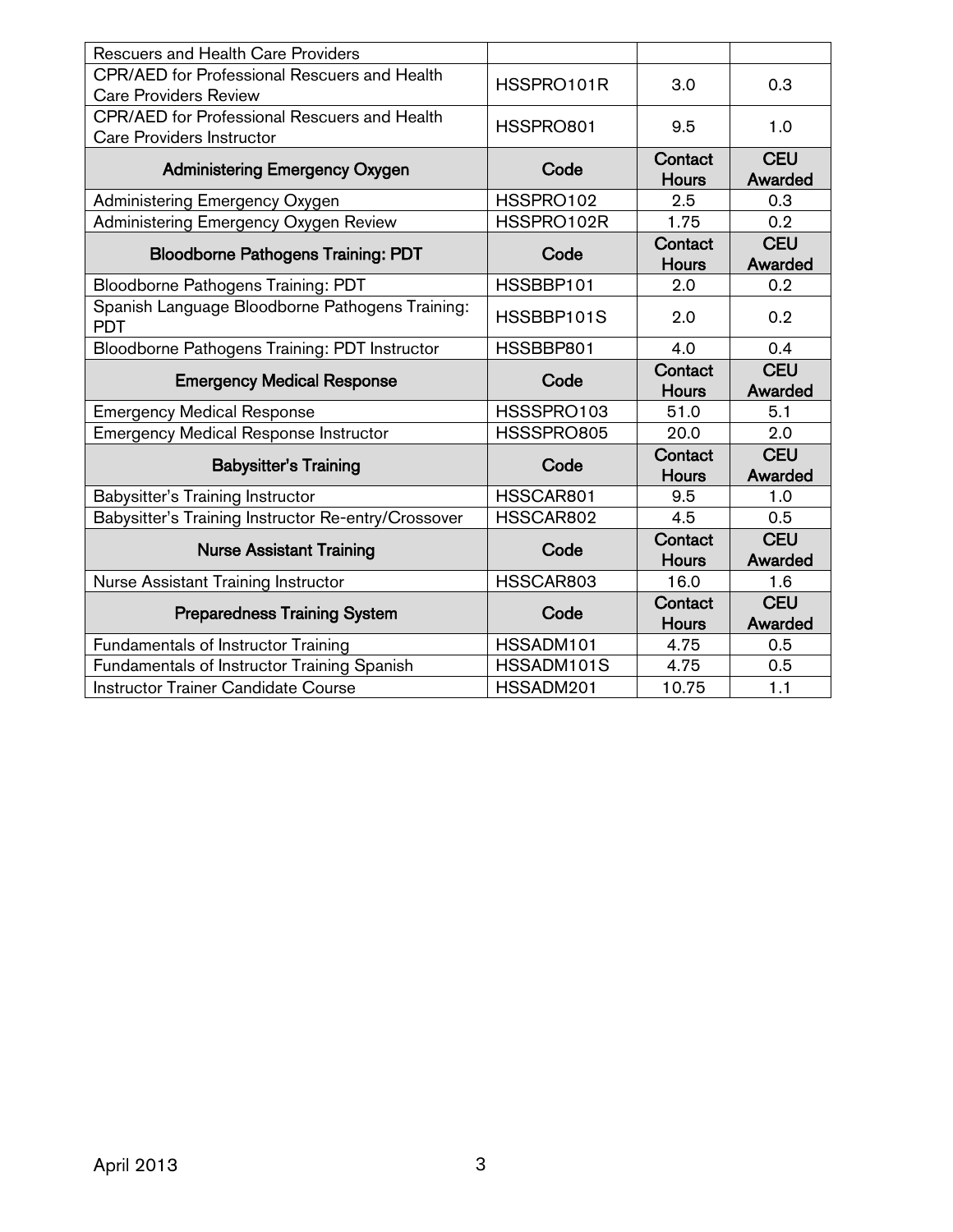| | | | |
|---|---|---|---|
| Rescuers and Health Care Providers | | | |
| CPR/AED for Professional Rescuers and Health Care Providers Review | HSSPRO101R | 3.0 | 0.3 |
| CPR/AED for Professional Rescuers and Health Care Providers Instructor | HSSPRO801 | 9.5 | 1.0 |
| **Administering Emergency Oxygen** | **Code** | **Contact Hours** | **CEU Awarded** |
| Administering Emergency Oxygen | HSSPRO102 | 2.5 | 0.3 |
| Administering Emergency Oxygen Review | HSSPRO102R | 1.75 | 0.2 |
| **Bloodborne Pathogens Training: PDT** | **Code** | **Contact Hours** | **CEU Awarded** |
| Bloodborne Pathogens Training: PDT | HSSBBP101 | 2.0 | 0.2 |
| Spanish Language Bloodborne Pathogens Training: PDT | HSSBBP101S | 2.0 | 0.2 |
| Bloodborne Pathogens Training: PDT Instructor | HSSBBP801 | 4.0 | 0.4 |
| **Emergency Medical Response** | **Code** | **Contact Hours** | **CEU Awarded** |
| Emergency Medical Response | HSSSPRO103 | 51.0 | 5.1 |
| Emergency Medical Response Instructor | HSSSPRO805 | 20.0 | 2.0 |
| **Babysitter's Training** | **Code** | **Contact Hours** | **CEU Awarded** |
| Babysitter's Training Instructor | HSSCAR801 | 9.5 | 1.0 |
| Babysitter's Training Instructor Re-entry/Crossover | HSSCAR802 | 4.5 | 0.5 |
| **Nurse Assistant Training** | **Code** | **Contact Hours** | **CEU Awarded** |
| Nurse Assistant Training Instructor | HSSCAR803 | 16.0 | 1.6 |
| **Preparedness Training System** | **Code** | **Contact Hours** | **CEU Awarded** |
| Fundamentals of Instructor Training | HSSADM101 | 4.75 | 0.5 |
| Fundamentals of Instructor Training Spanish | HSSADM101S | 4.75 | 0.5 |
| Instructor Trainer Candidate Course | HSSADM201 | 10.75 | 1.1 |

April 2013